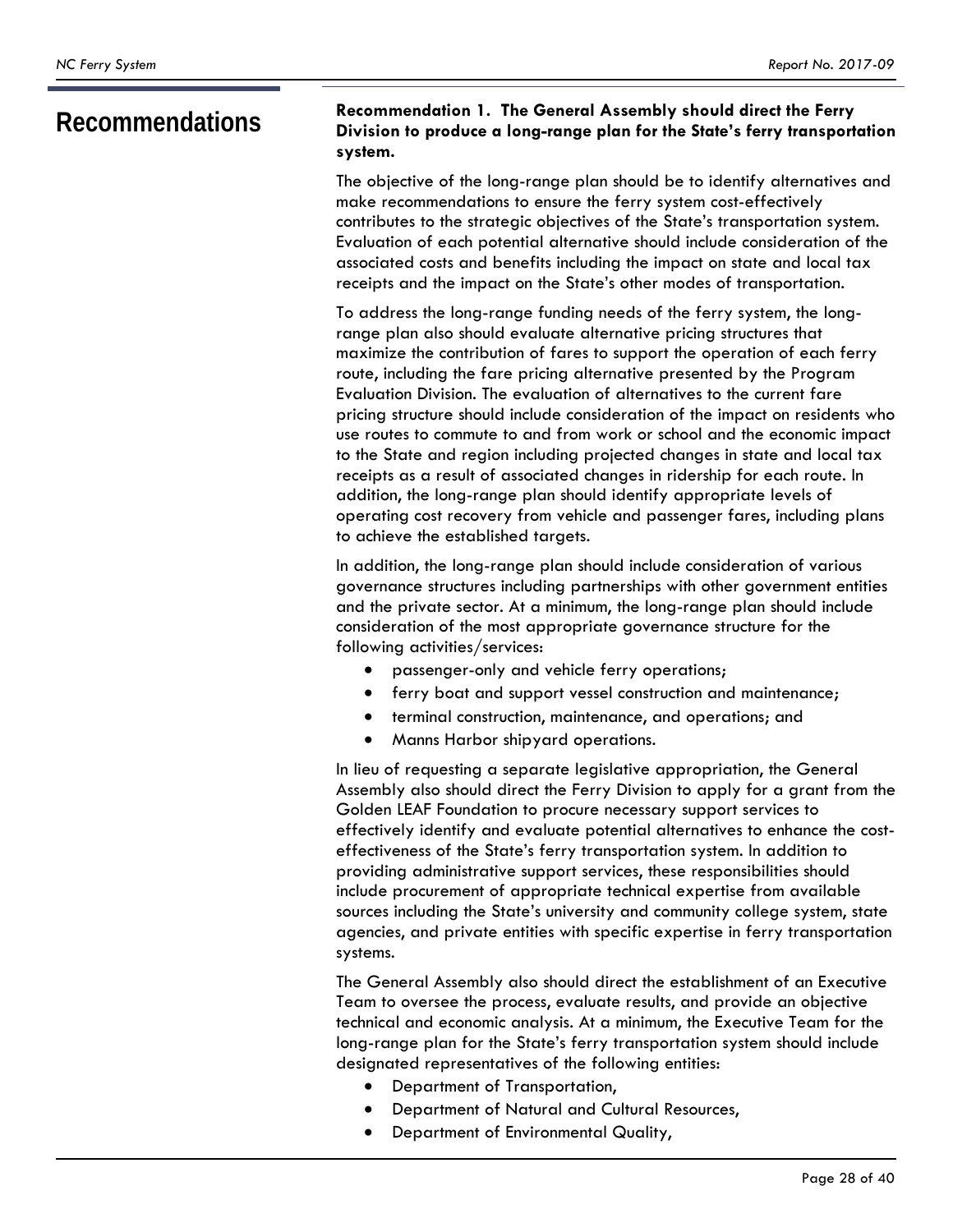# Recommendations

**Recommendation 1. The General Assembly should direct the Ferry Division to produce a long-range plan for the State's ferry transportation system.**

The objective of the long-range plan should be to identify alternatives and make recommendations to ensure the ferry system cost-effectively contributes to the strategic objectives of the State's transportation system. Evaluation of each potential alternative should include consideration of the associated costs and benefits including the impact on state and local tax receipts and the impact on the State's other modes of transportation.

To address the long-range funding needs of the ferry system, the long-range plan also should evaluate alternative pricing structures that maximize the contribution of fares to support the operation of each ferry route, including the fare pricing alternative presented by the Program Evaluation Division. The evaluation of alternatives to the current fare pricing structure should include consideration of the impact on residents who use routes to commute to and from work or school and the economic impact to the State and region including projected changes in state and local tax receipts as a result of associated changes in ridership for each route. In addition, the long-range plan should identify appropriate levels of operating cost recovery from vehicle and passenger fares, including plans to achieve the established targets.

In addition, the long-range plan should include consideration of various governance structures including partnerships with other government entities and the private sector. At a minimum, the long-range plan should include consideration of the most appropriate governance structure for the following activities/services:

- passenger-only and vehicle ferry operations;
- ferry boat and support vessel construction and maintenance;
- terminal construction, maintenance, and operations; and
- Manns Harbor shipyard operations.

In lieu of requesting a separate legislative appropriation, the General Assembly also should direct the Ferry Division to apply for a grant from the Golden LEAF Foundation to procure necessary support services to effectively identify and evaluate potential alternatives to enhance the cost-effectiveness of the State's ferry transportation system. In addition to providing administrative support services, these responsibilities should include procurement of appropriate technical expertise from available sources including the State's university and community college system, state agencies, and private entities with specific expertise in ferry transportation systems.

The General Assembly also should direct the establishment of an Executive Team to oversee the process, evaluate results, and provide an objective technical and economic analysis. At a minimum, the Executive Team for the long-range plan for the State's ferry transportation system should include designated representatives of the following entities:

- Department of Transportation,
- Department of Natural and Cultural Resources,
- Department of Environmental Quality,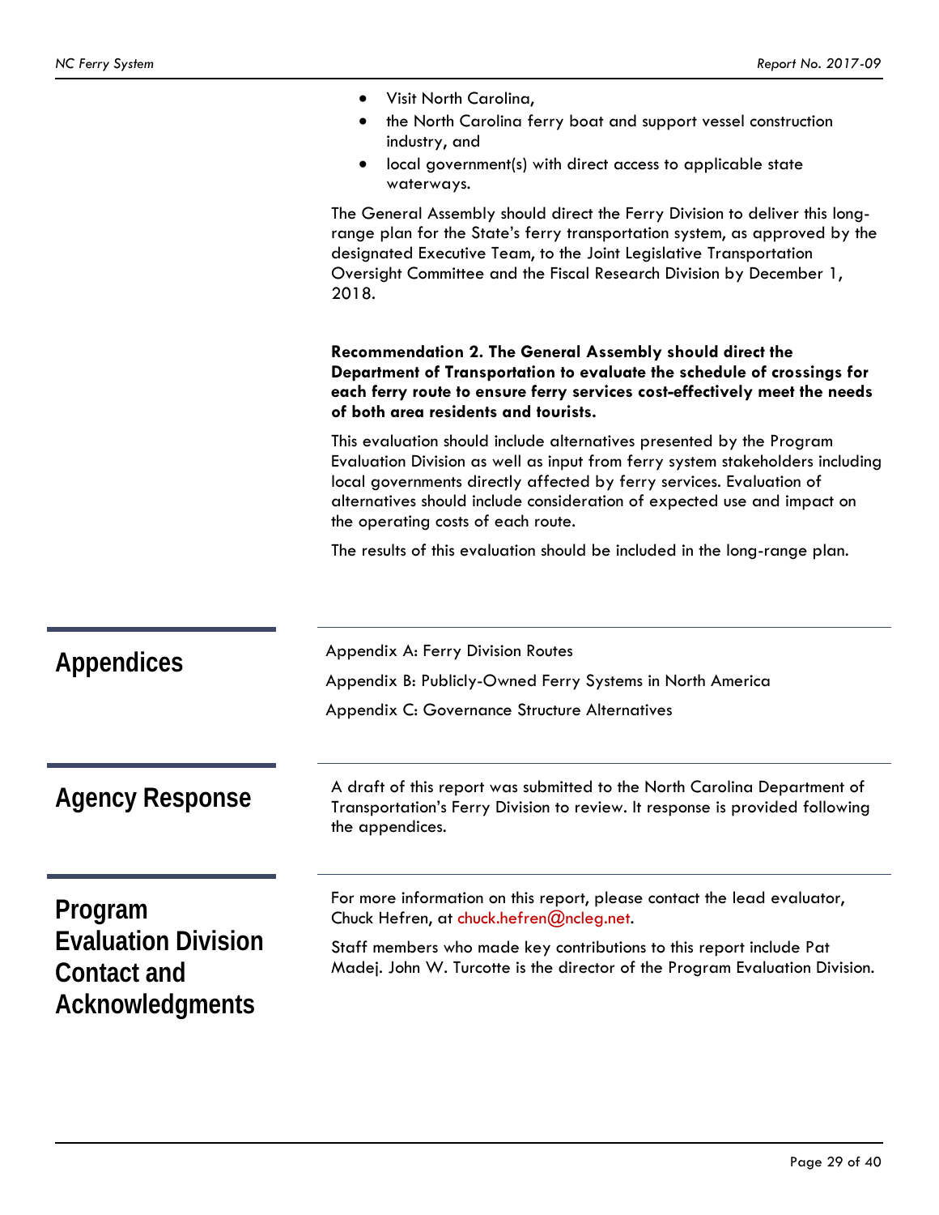- Visit North Carolina,
- the North Carolina ferry boat and support vessel construction industry, and
- local government(s) with direct access to applicable state waterways.

The General Assembly should direct the Ferry Division to deliver this long-range plan for the State's ferry transportation system, as approved by the designated Executive Team, to the Joint Legislative Transportation Oversight Committee and the Fiscal Research Division by December 1, 2018.

**Recommendation 2. The General Assembly should direct the Department of Transportation to evaluate the schedule of crossings for each ferry route to ensure ferry services cost-effectively meet the needs of both area residents and tourists.**

This evaluation should include alternatives presented by the Program Evaluation Division as well as input from ferry system stakeholders including local governments directly affected by ferry services. Evaluation of alternatives should include consideration of expected use and impact on the operating costs of each route.

The results of this evaluation should be included in the long-range plan.

## Appendices

Appendix A: Ferry Division Routes

Appendix B: Publicly-Owned Ferry Systems in North America

Appendix C: Governance Structure Alternatives

## Agency Response

A draft of this report was submitted to the North Carolina Department of Transportation's Ferry Division to review. It response is provided following the appendices.

## Program Evaluation Division Contact and Acknowledgments

For more information on this report, please contact the lead evaluator, Chuck Hefren, at chuck.hefren@ncleg.net.

Staff members who made key contributions to this report include Pat Madej. John W. Turcotte is the director of the Program Evaluation Division.